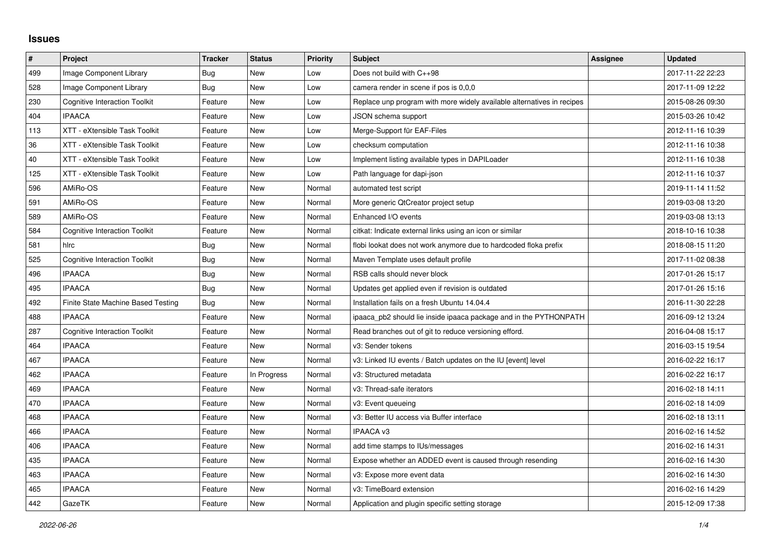## Issues

| # | Project | Tracker | Status | Priority | Subject | Assignee | Updated |
|---|---|---|---|---|---|---|---|
| 499 | Image Component Library | Bug | New | Low | Does not build with C++98 | | 2017-11-22 22:23 |
| 528 | Image Component Library | Bug | New | Low | camera render in scene if pos is 0,0,0 | | 2017-11-09 12:22 |
| 230 | Cognitive Interaction Toolkit | Feature | New | Low | Replace unp program with more widely available alternatives in recipes | | 2015-08-26 09:30 |
| 404 | IPAACA | Feature | New | Low | JSON schema support | | 2015-03-26 10:42 |
| 113 | XTT - eXtensible Task Toolkit | Feature | New | Low | Merge-Support für EAF-Files | | 2012-11-16 10:39 |
| 36 | XTT - eXtensible Task Toolkit | Feature | New | Low | checksum computation | | 2012-11-16 10:38 |
| 40 | XTT - eXtensible Task Toolkit | Feature | New | Low | Implement listing available types in DAPILoader | | 2012-11-16 10:38 |
| 125 | XTT - eXtensible Task Toolkit | Feature | New | Low | Path language for dapi-json | | 2012-11-16 10:37 |
| 596 | AMiRo-OS | Feature | New | Normal | automated test script | | 2019-11-14 11:52 |
| 591 | AMiRo-OS | Feature | New | Normal | More generic QtCreator project setup | | 2019-03-08 13:20 |
| 589 | AMiRo-OS | Feature | New | Normal | Enhanced I/O events | | 2019-03-08 13:13 |
| 584 | Cognitive Interaction Toolkit | Feature | New | Normal | citkat: Indicate external links using an icon or similar | | 2018-10-16 10:38 |
| 581 | hlrc | Bug | New | Normal | flobi lookat does not work anymore due to hardcoded floka prefix | | 2018-08-15 11:20 |
| 525 | Cognitive Interaction Toolkit | Bug | New | Normal | Maven Template uses default profile | | 2017-11-02 08:38 |
| 496 | IPAACA | Bug | New | Normal | RSB calls should never block | | 2017-01-26 15:17 |
| 495 | IPAACA | Bug | New | Normal | Updates get applied even if revision is outdated | | 2017-01-26 15:16 |
| 492 | Finite State Machine Based Testing | Bug | New | Normal | Installation fails on a fresh Ubuntu 14.04.4 | | 2016-11-30 22:28 |
| 488 | IPAACA | Feature | New | Normal | ipaaca_pb2 should lie inside ipaaca package and in the PYTHONPATH | | 2016-09-12 13:24 |
| 287 | Cognitive Interaction Toolkit | Feature | New | Normal | Read branches out of git to reduce versioning efford. | | 2016-04-08 15:17 |
| 464 | IPAACA | Feature | New | Normal | v3: Sender tokens | | 2016-03-15 19:54 |
| 467 | IPAACA | Feature | New | Normal | v3: Linked IU events / Batch updates on the IU [event] level | | 2016-02-22 16:17 |
| 462 | IPAACA | Feature | In Progress | Normal | v3: Structured metadata | | 2016-02-22 16:17 |
| 469 | IPAACA | Feature | New | Normal | v3: Thread-safe iterators | | 2016-02-18 14:11 |
| 470 | IPAACA | Feature | New | Normal | v3: Event queueing | | 2016-02-18 14:09 |
| 468 | IPAACA | Feature | New | Normal | v3: Better IU access via Buffer interface | | 2016-02-18 13:11 |
| 466 | IPAACA | Feature | New | Normal | IPAACA v3 | | 2016-02-16 14:52 |
| 406 | IPAACA | Feature | New | Normal | add time stamps to IUs/messages | | 2016-02-16 14:31 |
| 435 | IPAACA | Feature | New | Normal | Expose whether an ADDED event is caused through resending | | 2016-02-16 14:30 |
| 463 | IPAACA | Feature | New | Normal | v3: Expose more event data | | 2016-02-16 14:30 |
| 465 | IPAACA | Feature | New | Normal | v3: TimeBoard extension | | 2016-02-16 14:29 |
| 442 | GazeTK | Feature | New | Normal | Application and plugin specific setting storage | | 2015-12-09 17:38 |

*2022-06-26*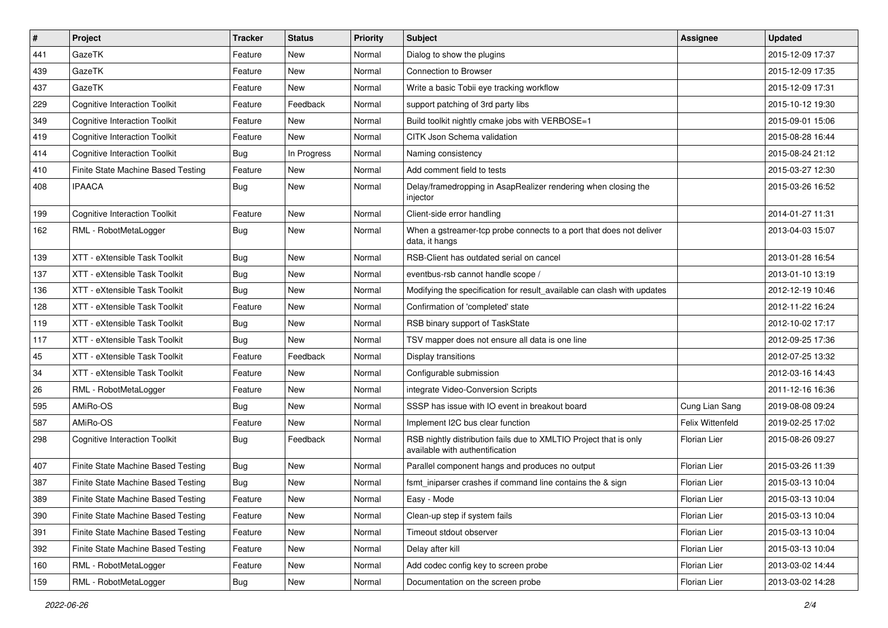| # | Project | Tracker | Status | Priority | Subject | Assignee | Updated |
|---|---|---|---|---|---|---|---|
| 441 | GazeTK | Feature | New | Normal | Dialog to show the plugins | | 2015-12-09 17:37 |
| 439 | GazeTK | Feature | New | Normal | Connection to Browser | | 2015-12-09 17:35 |
| 437 | GazeTK | Feature | New | Normal | Write a basic Tobii eye tracking workflow | | 2015-12-09 17:31 |
| 229 | Cognitive Interaction Toolkit | Feature | Feedback | Normal | support patching of 3rd party libs | | 2015-10-12 19:30 |
| 349 | Cognitive Interaction Toolkit | Feature | New | Normal | Build toolkit nightly cmake jobs with VERBOSE=1 | | 2015-09-01 15:06 |
| 419 | Cognitive Interaction Toolkit | Feature | New | Normal | CITK Json Schema validation | | 2015-08-28 16:44 |
| 414 | Cognitive Interaction Toolkit | Bug | In Progress | Normal | Naming consistency | | 2015-08-24 21:12 |
| 410 | Finite State Machine Based Testing | Feature | New | Normal | Add comment field to tests | | 2015-03-27 12:30 |
| 408 | IPAACA | Bug | New | Normal | Delay/framedropping in AsapRealizer rendering when closing the injector | | 2015-03-26 16:52 |
| 199 | Cognitive Interaction Toolkit | Feature | New | Normal | Client-side error handling | | 2014-01-27 11:31 |
| 162 | RML - RobotMetaLogger | Bug | New | Normal | When a gstreamer-tcp probe connects to a port that does not deliver data, it hangs | | 2013-04-03 15:07 |
| 139 | XTT - eXtensible Task Toolkit | Bug | New | Normal | RSB-Client has outdated serial on cancel | | 2013-01-28 16:54 |
| 137 | XTT - eXtensible Task Toolkit | Bug | New | Normal | eventbus-rsb cannot handle scope / | | 2013-01-10 13:19 |
| 136 | XTT - eXtensible Task Toolkit | Bug | New | Normal | Modifying the specification for result_available can clash with updates | | 2012-12-19 10:46 |
| 128 | XTT - eXtensible Task Toolkit | Feature | New | Normal | Confirmation of 'completed' state | | 2012-11-22 16:24 |
| 119 | XTT - eXtensible Task Toolkit | Bug | New | Normal | RSB binary support of TaskState | | 2012-10-02 17:17 |
| 117 | XTT - eXtensible Task Toolkit | Bug | New | Normal | TSV mapper does not ensure all data is one line | | 2012-09-25 17:36 |
| 45 | XTT - eXtensible Task Toolkit | Feature | Feedback | Normal | Display transitions | | 2012-07-25 13:32 |
| 34 | XTT - eXtensible Task Toolkit | Feature | New | Normal | Configurable submission | | 2012-03-16 14:43 |
| 26 | RML - RobotMetaLogger | Feature | New | Normal | integrate Video-Conversion Scripts | | 2011-12-16 16:36 |
| 595 | AMiRo-OS | Bug | New | Normal | SSSP has issue with IO event in breakout board | Cung Lian Sang | 2019-08-08 09:24 |
| 587 | AMiRo-OS | Feature | New | Normal | Implement I2C bus clear function | Felix Wittenfeld | 2019-02-25 17:02 |
| 298 | Cognitive Interaction Toolkit | Bug | Feedback | Normal | RSB nightly distribution fails due to XMLTIO Project that is only available with authentification | Florian Lier | 2015-08-26 09:27 |
| 407 | Finite State Machine Based Testing | Bug | New | Normal | Parallel component hangs and produces no output | Florian Lier | 2015-03-26 11:39 |
| 387 | Finite State Machine Based Testing | Bug | New | Normal | fsmt_iniparser crashes if command line contains the & sign | Florian Lier | 2015-03-13 10:04 |
| 389 | Finite State Machine Based Testing | Feature | New | Normal | Easy - Mode | Florian Lier | 2015-03-13 10:04 |
| 390 | Finite State Machine Based Testing | Feature | New | Normal | Clean-up step if system fails | Florian Lier | 2015-03-13 10:04 |
| 391 | Finite State Machine Based Testing | Feature | New | Normal | Timeout stdout observer | Florian Lier | 2015-03-13 10:04 |
| 392 | Finite State Machine Based Testing | Feature | New | Normal | Delay after kill | Florian Lier | 2015-03-13 10:04 |
| 160 | RML - RobotMetaLogger | Feature | New | Normal | Add codec config key to screen probe | Florian Lier | 2013-03-02 14:44 |
| 159 | RML - RobotMetaLogger | Bug | New | Normal | Documentation on the screen probe | Florian Lier | 2013-03-02 14:28 |

*2022-06-26*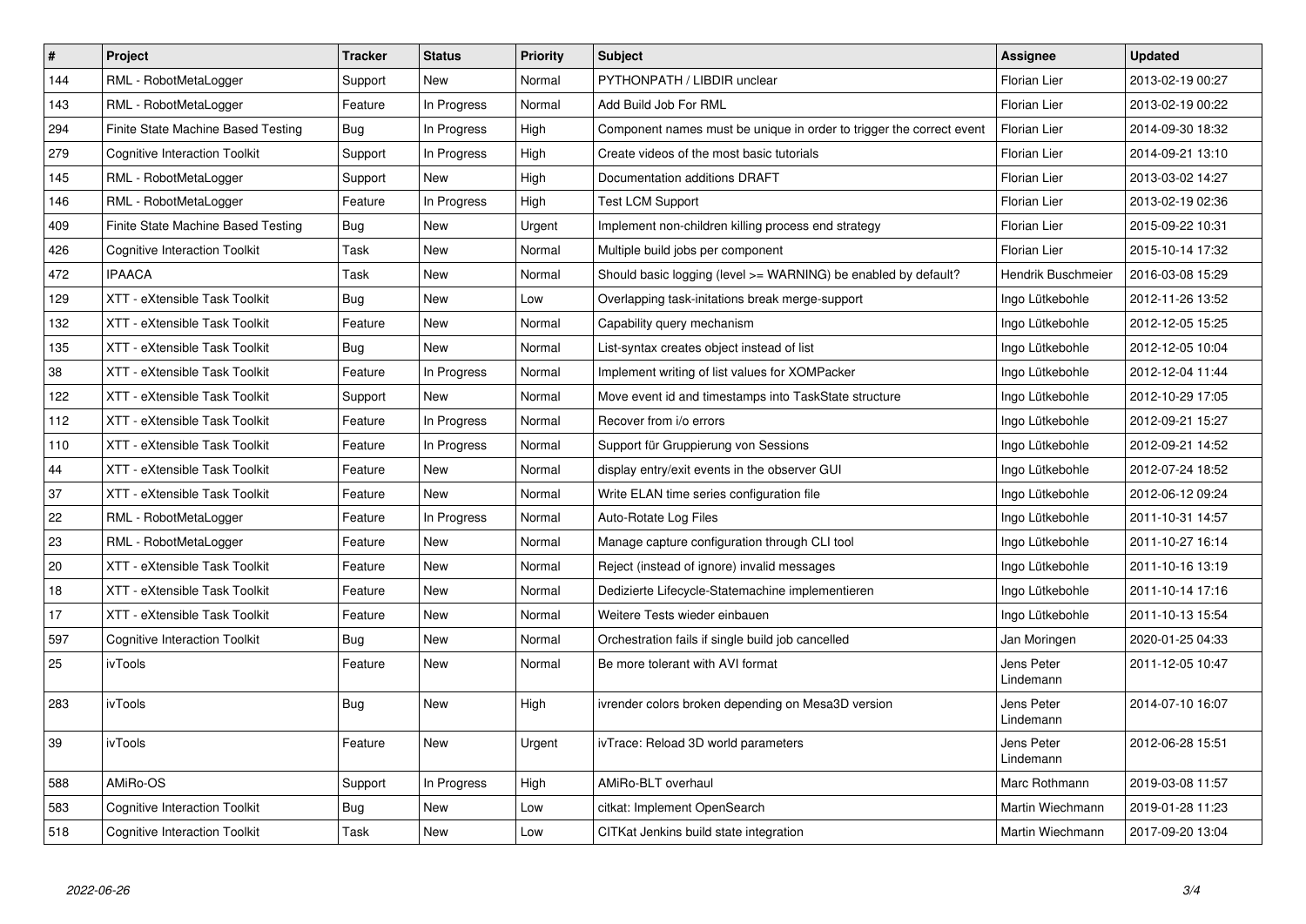| # | Project | Tracker | Status | Priority | Subject | Assignee | Updated |
|---|---|---|---|---|---|---|---|
| 144 | RML - RobotMetaLogger | Support | New | Normal | PYTHONPATH / LIBDIR unclear | Florian Lier | 2013-02-19 00:27 |
| 143 | RML - RobotMetaLogger | Feature | In Progress | Normal | Add Build Job For RML | Florian Lier | 2013-02-19 00:22 |
| 294 | Finite State Machine Based Testing | Bug | In Progress | High | Component names must be unique in order to trigger the correct event | Florian Lier | 2014-09-30 18:32 |
| 279 | Cognitive Interaction Toolkit | Support | In Progress | High | Create videos of the most basic tutorials | Florian Lier | 2014-09-21 13:10 |
| 145 | RML - RobotMetaLogger | Support | New | High | Documentation additions DRAFT | Florian Lier | 2013-03-02 14:27 |
| 146 | RML - RobotMetaLogger | Feature | In Progress | High | Test LCM Support | Florian Lier | 2013-02-19 02:36 |
| 409 | Finite State Machine Based Testing | Bug | New | Urgent | Implement non-children killing process end strategy | Florian Lier | 2015-09-22 10:31 |
| 426 | Cognitive Interaction Toolkit | Task | New | Normal | Multiple build jobs per component | Florian Lier | 2015-10-14 17:32 |
| 472 | IPAACA | Task | New | Normal | Should basic logging (level >= WARNING) be enabled by default? | Hendrik Buschmeier | 2016-03-08 15:29 |
| 129 | XTT - eXtensible Task Toolkit | Bug | New | Low | Overlapping task-initations break merge-support | Ingo Lütkebohle | 2012-11-26 13:52 |
| 132 | XTT - eXtensible Task Toolkit | Feature | New | Normal | Capability query mechanism | Ingo Lütkebohle | 2012-12-05 15:25 |
| 135 | XTT - eXtensible Task Toolkit | Bug | New | Normal | List-syntax creates object instead of list | Ingo Lütkebohle | 2012-12-05 10:04 |
| 38 | XTT - eXtensible Task Toolkit | Feature | In Progress | Normal | Implement writing of list values for XOMPacker | Ingo Lütkebohle | 2012-12-04 11:44 |
| 122 | XTT - eXtensible Task Toolkit | Support | New | Normal | Move event id and timestamps into TaskState structure | Ingo Lütkebohle | 2012-10-29 17:05 |
| 112 | XTT - eXtensible Task Toolkit | Feature | In Progress | Normal | Recover from i/o errors | Ingo Lütkebohle | 2012-09-21 15:27 |
| 110 | XTT - eXtensible Task Toolkit | Feature | In Progress | Normal | Support für Gruppierung von Sessions | Ingo Lütkebohle | 2012-09-21 14:52 |
| 44 | XTT - eXtensible Task Toolkit | Feature | New | Normal | display entry/exit events in the observer GUI | Ingo Lütkebohle | 2012-07-24 18:52 |
| 37 | XTT - eXtensible Task Toolkit | Feature | New | Normal | Write ELAN time series configuration file | Ingo Lütkebohle | 2012-06-12 09:24 |
| 22 | RML - RobotMetaLogger | Feature | In Progress | Normal | Auto-Rotate Log Files | Ingo Lütkebohle | 2011-10-31 14:57 |
| 23 | RML - RobotMetaLogger | Feature | New | Normal | Manage capture configuration through CLI tool | Ingo Lütkebohle | 2011-10-27 16:14 |
| 20 | XTT - eXtensible Task Toolkit | Feature | New | Normal | Reject (instead of ignore) invalid messages | Ingo Lütkebohle | 2011-10-16 13:19 |
| 18 | XTT - eXtensible Task Toolkit | Feature | New | Normal | Dedizierte Lifecycle-Statemachine implementieren | Ingo Lütkebohle | 2011-10-14 17:16 |
| 17 | XTT - eXtensible Task Toolkit | Feature | New | Normal | Weitere Tests wieder einbauen | Ingo Lütkebohle | 2011-10-13 15:54 |
| 597 | Cognitive Interaction Toolkit | Bug | New | Normal | Orchestration fails if single build job cancelled | Jan Moringen | 2020-01-25 04:33 |
| 25 | ivTools | Feature | New | Normal | Be more tolerant with AVI format | Jens Peter Lindemann | 2011-12-05 10:47 |
| 283 | ivTools | Bug | New | High | ivrender colors broken depending on Mesa3D version | Jens Peter Lindemann | 2014-07-10 16:07 |
| 39 | ivTools | Feature | New | Urgent | ivTrace: Reload 3D world parameters | Jens Peter Lindemann | 2012-06-28 15:51 |
| 588 | AMiRo-OS | Support | In Progress | High | AMiRo-BLT overhaul | Marc Rothmann | 2019-03-08 11:57 |
| 583 | Cognitive Interaction Toolkit | Bug | New | Low | citkat: Implement OpenSearch | Martin Wiechmann | 2019-01-28 11:23 |
| 518 | Cognitive Interaction Toolkit | Task | New | Low | CITKat Jenkins build state integration | Martin Wiechmann | 2017-09-20 13:04 |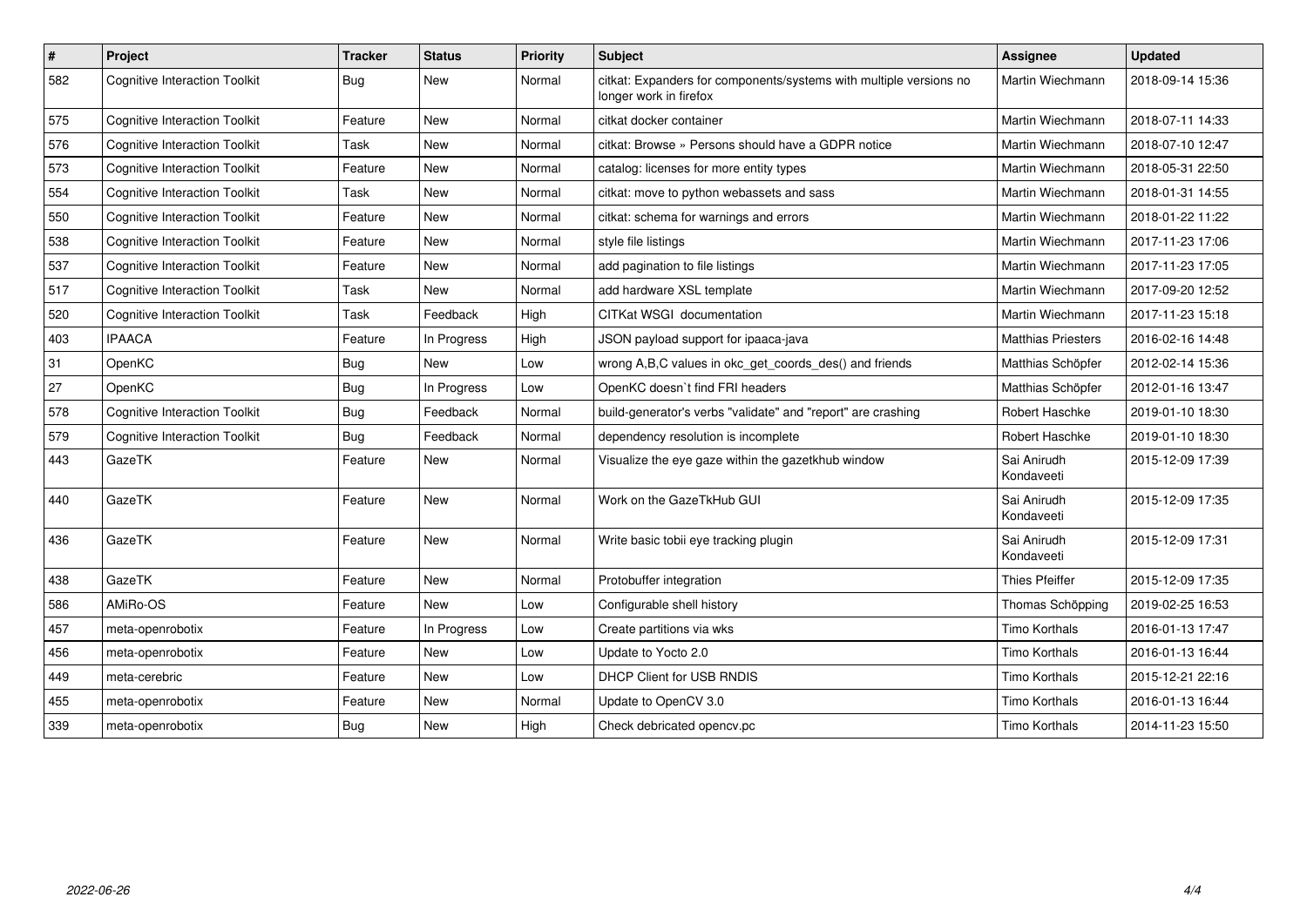| # | Project | Tracker | Status | Priority | Subject | Assignee | Updated |
|---|---|---|---|---|---|---|---|
| 582 | Cognitive Interaction Toolkit | Bug | New | Normal | citkat: Expanders for components/systems with multiple versions no longer work in firefox | Martin Wiechmann | 2018-09-14 15:36 |
| 575 | Cognitive Interaction Toolkit | Feature | New | Normal | citkat docker container | Martin Wiechmann | 2018-07-11 14:33 |
| 576 | Cognitive Interaction Toolkit | Task | New | Normal | citkat: Browse » Persons should have a GDPR notice | Martin Wiechmann | 2018-07-10 12:47 |
| 573 | Cognitive Interaction Toolkit | Feature | New | Normal | catalog: licenses for more entity types | Martin Wiechmann | 2018-05-31 22:50 |
| 554 | Cognitive Interaction Toolkit | Task | New | Normal | citkat: move to python webassets and sass | Martin Wiechmann | 2018-01-31 14:55 |
| 550 | Cognitive Interaction Toolkit | Feature | New | Normal | citkat: schema for warnings and errors | Martin Wiechmann | 2018-01-22 11:22 |
| 538 | Cognitive Interaction Toolkit | Feature | New | Normal | style file listings | Martin Wiechmann | 2017-11-23 17:06 |
| 537 | Cognitive Interaction Toolkit | Feature | New | Normal | add pagination to file listings | Martin Wiechmann | 2017-11-23 17:05 |
| 517 | Cognitive Interaction Toolkit | Task | New | Normal | add hardware XSL template | Martin Wiechmann | 2017-09-20 12:52 |
| 520 | Cognitive Interaction Toolkit | Task | Feedback | High | CITKat WSGI documentation | Martin Wiechmann | 2017-11-23 15:18 |
| 403 | IPAACA | Feature | In Progress | High | JSON payload support for ipaaca-java | Matthias Priesters | 2016-02-16 14:48 |
| 31 | OpenKC | Bug | New | Low | wrong A,B,C values in okc_get_coords_des() and friends | Matthias Schöpfer | 2012-02-14 15:36 |
| 27 | OpenKC | Bug | In Progress | Low | OpenKC doesn`t find FRI headers | Matthias Schöpfer | 2012-01-16 13:47 |
| 578 | Cognitive Interaction Toolkit | Bug | Feedback | Normal | build-generator's verbs "validate" and "report" are crashing | Robert Haschke | 2019-01-10 18:30 |
| 579 | Cognitive Interaction Toolkit | Bug | Feedback | Normal | dependency resolution is incomplete | Robert Haschke | 2019-01-10 18:30 |
| 443 | GazeTK | Feature | New | Normal | Visualize the eye gaze within the gazetkhub window | Sai Anirudh Kondaveeti | 2015-12-09 17:39 |
| 440 | GazeTK | Feature | New | Normal | Work on the GazeTkHub GUI | Sai Anirudh Kondaveeti | 2015-12-09 17:35 |
| 436 | GazeTK | Feature | New | Normal | Write basic tobii eye tracking plugin | Sai Anirudh Kondaveeti | 2015-12-09 17:31 |
| 438 | GazeTK | Feature | New | Normal | Protobuffer integration | Thies Pfeiffer | 2015-12-09 17:35 |
| 586 | AMiRo-OS | Feature | New | Low | Configurable shell history | Thomas Schöpping | 2019-02-25 16:53 |
| 457 | meta-openrobotix | Feature | In Progress | Low | Create partitions via wks | Timo Korthals | 2016-01-13 17:47 |
| 456 | meta-openrobotix | Feature | New | Low | Update to Yocto 2.0 | Timo Korthals | 2016-01-13 16:44 |
| 449 | meta-cerebric | Feature | New | Low | DHCP Client for USB RNDIS | Timo Korthals | 2015-12-21 22:16 |
| 455 | meta-openrobotix | Feature | New | Normal | Update to OpenCV 3.0 | Timo Korthals | 2016-01-13 16:44 |
| 339 | meta-openrobotix | Bug | New | High | Check debricated opencv.pc | Timo Korthals | 2014-11-23 15:50 |